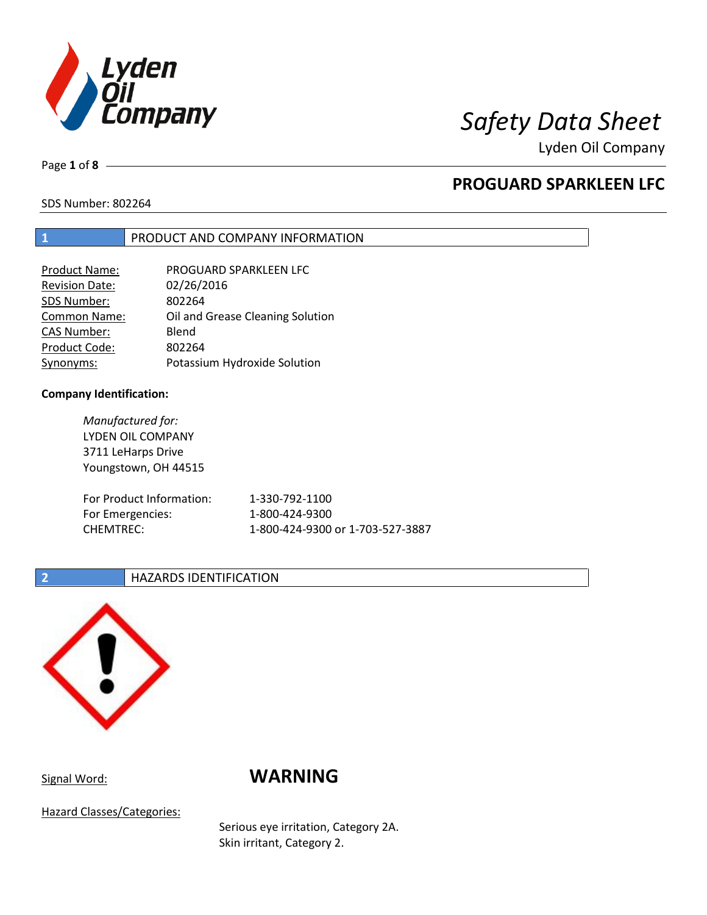# Safety Data Sheet

Lyden Oil Company

## PROGUARD SPARKLEEN LFC

SDS Number: 802264

## 1 PRODUCT AND COMPANY INFORMATION

| | |
|---|---|
| Product Name: | PROGUARD SPARKLEEN LFC |
| Revision Date: | 02/26/2016 |
| SDS Number: | 802264 |
| Common Name: | Oil and Grease Cleaning Solution |
| CAS Number: | Blend |
| Product Code: | 802264 |
| Synonyms: | Potassium Hydroxide Solution |

**Company Identification:**

*Manufactured for:*
LYDEN OIL COMPANY
3711 LeHarps Drive
Youngstown, OH 44515

| | |
|---|---|
| For Product Information: | 1-330-792-1100 |
| For Emergencies: | 1-800-424-9300 |
| CHEMTREC: | 1-800-424-9300 or 1-703-527-3887 |

## 2 HAZARDS IDENTIFICATION

Signal Word: **WARNING**

Hazard Classes/Categories:

Serious eye irritation, Category 2A.
Skin irritant, Category 2.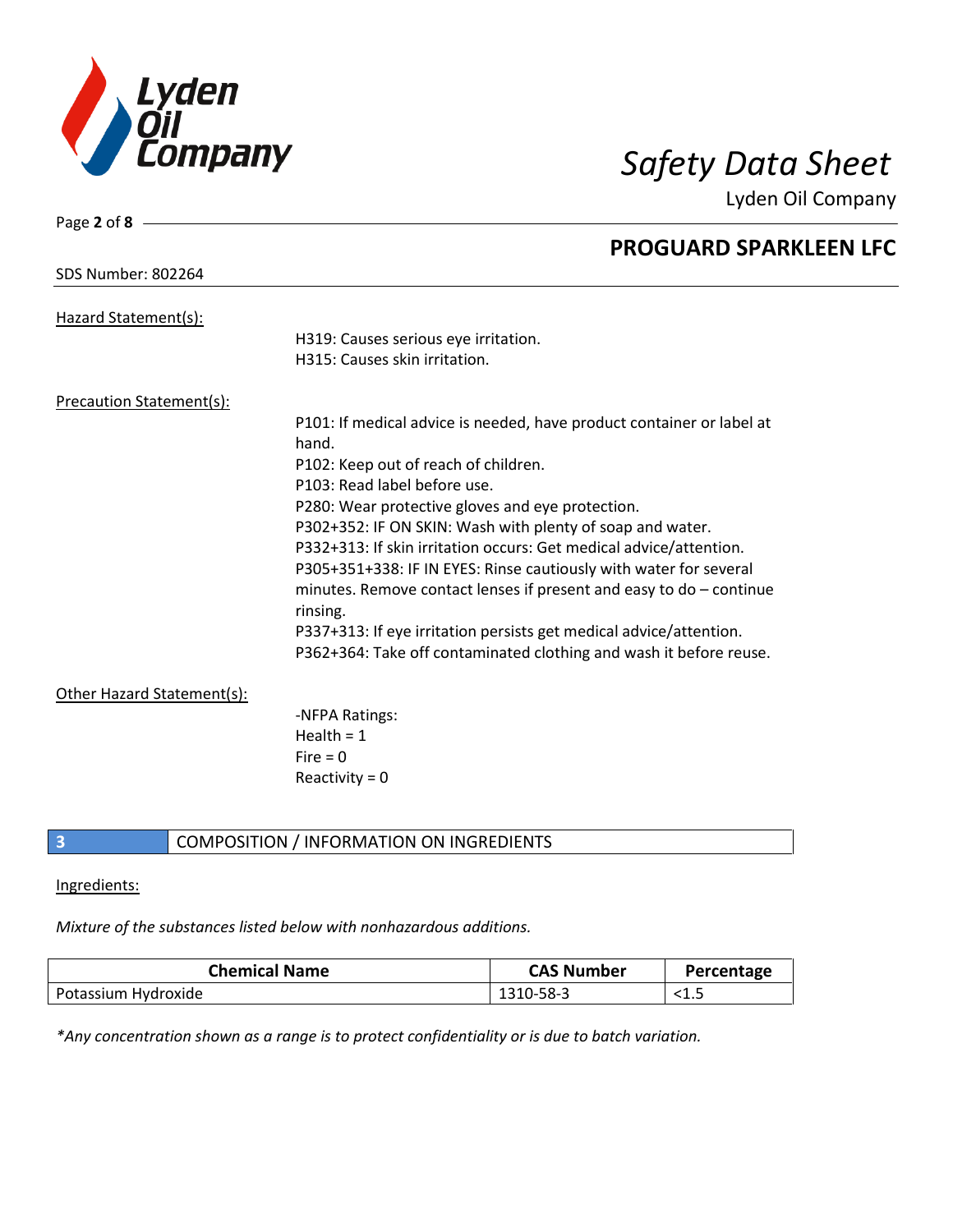SDS Number: 802264

**PROGUARD SPARKLEEN LFC**

Hazard Statement(s):

H319: Causes serious eye irritation.
H315: Causes skin irritation.

Precaution Statement(s):

P101: If medical advice is needed, have product container or label at hand.
P102: Keep out of reach of children.
P103: Read label before use.
P280: Wear protective gloves and eye protection.
P302+352: IF ON SKIN: Wash with plenty of soap and water.
P332+313: If skin irritation occurs: Get medical advice/attention.
P305+351+338: IF IN EYES: Rinse cautiously with water for several minutes. Remove contact lenses if present and easy to do – continue rinsing.
P337+313: If eye irritation persists get medical advice/attention.
P362+364: Take off contaminated clothing and wash it before reuse.

Other Hazard Statement(s):

-NFPA Ratings:
Health = 1
Fire = 0
Reactivity = 0

## 3 COMPOSITION / INFORMATION ON INGREDIENTS

Ingredients:

*Mixture of the substances listed below with nonhazardous additions.*

| Chemical Name | CAS Number | Percentage |
| --- | --- | --- |
| Potassium Hydroxide | 1310-58-3 | <1.5 |

*\*Any concentration shown as a range is to protect confidentiality or is due to batch variation.*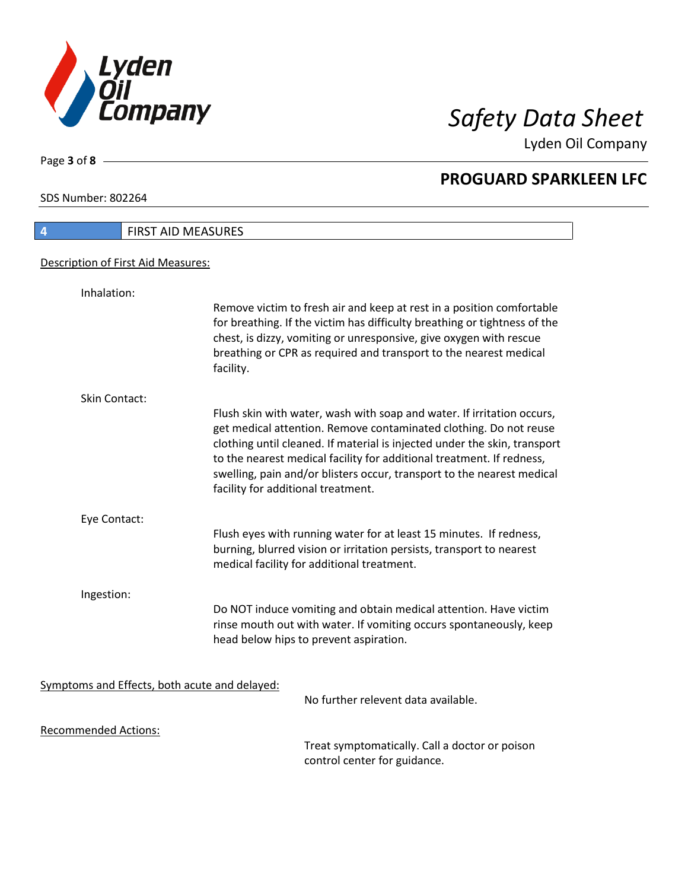## 4 FIRST AID MEASURES

Description of First Aid Measures:

**Inhalation:**

Remove victim to fresh air and keep at rest in a position comfortable for breathing. If the victim has difficulty breathing or tightness of the chest, is dizzy, vomiting or unresponsive, give oxygen with rescue breathing or CPR as required and transport to the nearest medical facility.

**Skin Contact:**

Flush skin with water, wash with soap and water. If irritation occurs, get medical attention. Remove contaminated clothing. Do not reuse clothing until cleaned. If material is injected under the skin, transport to the nearest medical facility for additional treatment. If redness, swelling, pain and/or blisters occur, transport to the nearest medical facility for additional treatment.

**Eye Contact:**

Flush eyes with running water for at least 15 minutes. If redness, burning, blurred vision or irritation persists, transport to nearest medical facility for additional treatment.

**Ingestion:**

Do NOT induce vomiting and obtain medical attention. Have victim rinse mouth out with water. If vomiting occurs spontaneously, keep head below hips to prevent aspiration.

Symptoms and Effects, both acute and delayed:

No further relevent data available.

Recommended Actions:

Treat symptomatically. Call a doctor or poison control center for guidance.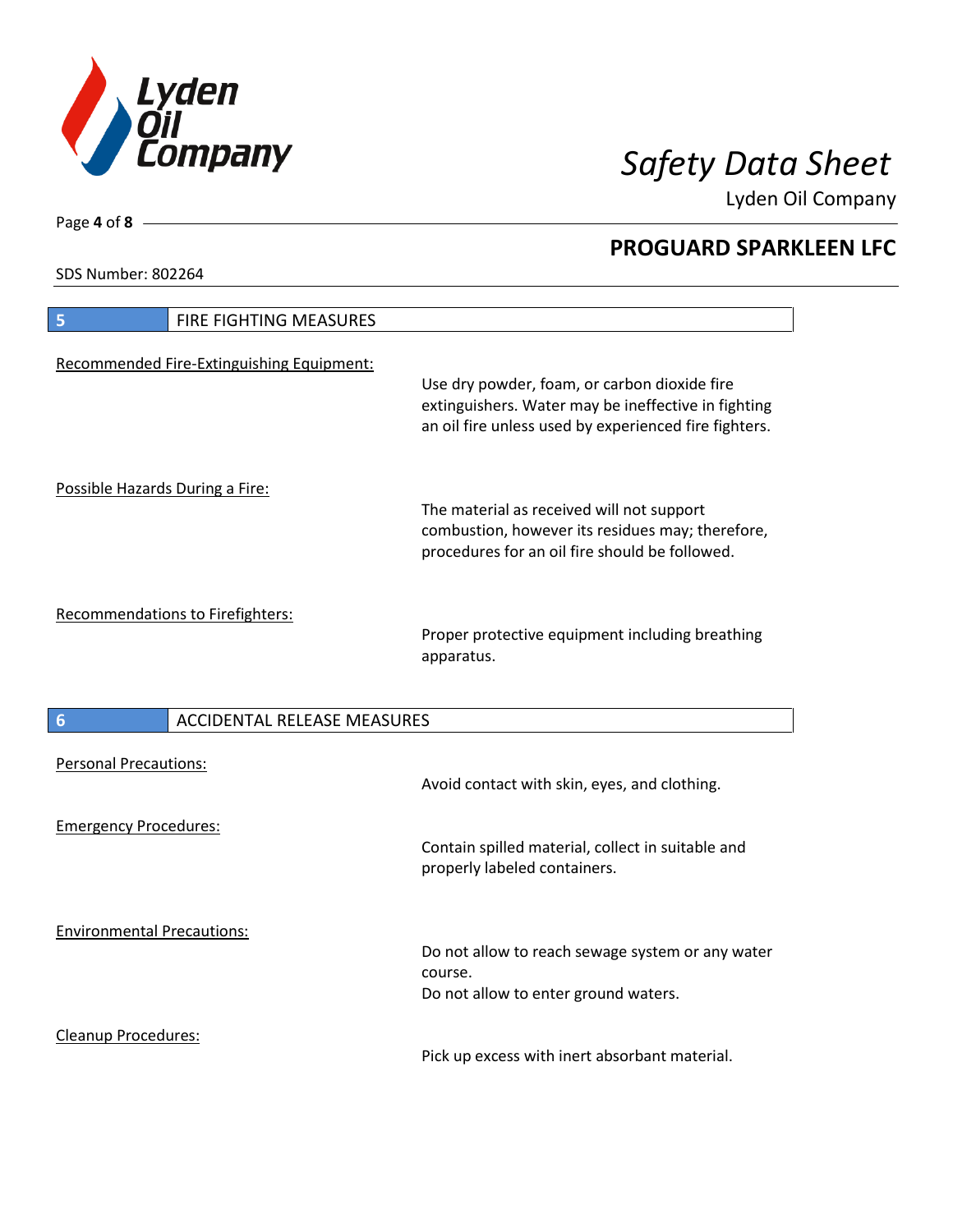## 5 FIRE FIGHTING MEASURES

Recommended Fire-Extinguishing Equipment:

Use dry powder, foam, or carbon dioxide fire extinguishers. Water may be ineffective in fighting an oil fire unless used by experienced fire fighters.

Possible Hazards During a Fire:

The material as received will not support combustion, however its residues may; therefore, procedures for an oil fire should be followed.

Recommendations to Firefighters:

Proper protective equipment including breathing apparatus.

## 6 ACCIDENTAL RELEASE MEASURES

Personal Precautions:

Avoid contact with skin, eyes, and clothing.

Emergency Procedures:

Contain spilled material, collect in suitable and properly labeled containers.

Environmental Precautions:

Do not allow to reach sewage system or any water course.
Do not allow to enter ground waters.

Cleanup Procedures:

Pick up excess with inert absorbant material.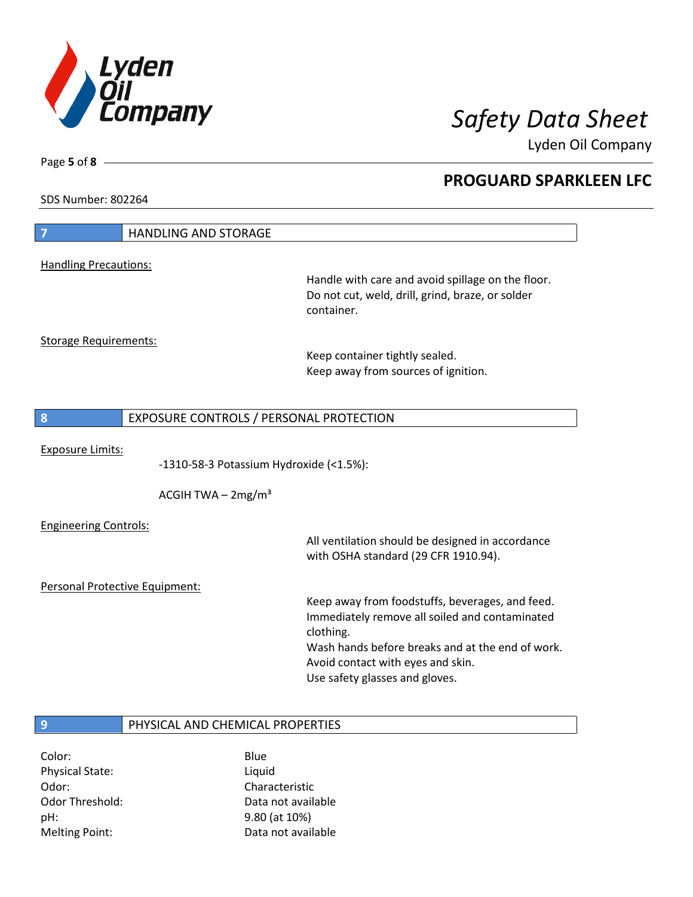## 7 HANDLING AND STORAGE

Handling Precautions:

Handle with care and avoid spillage on the floor.
Do not cut, weld, drill, grind, braze, or solder container.

Storage Requirements:

Keep container tightly sealed.
Keep away from sources of ignition.

## 8 EXPOSURE CONTROLS / PERSONAL PROTECTION

Exposure Limits:

-1310-58-3 Potassium Hydroxide (<1.5%):

ACGIH TWA – 2mg/m³

Engineering Controls:

All ventilation should be designed in accordance with OSHA standard (29 CFR 1910.94).

Personal Protective Equipment:

Keep away from foodstuffs, beverages, and feed.
Immediately remove all soiled and contaminated clothing.
Wash hands before breaks and at the end of work.
Avoid contact with eyes and skin.
Use safety glasses and gloves.

## 9 PHYSICAL AND CHEMICAL PROPERTIES

| | |
|---|---|
| Color: | Blue |
| Physical State: | Liquid |
| Odor: | Characteristic |
| Odor Threshold: | Data not available |
| pH: | 9.80 (at 10%) |
| Melting Point: | Data not available |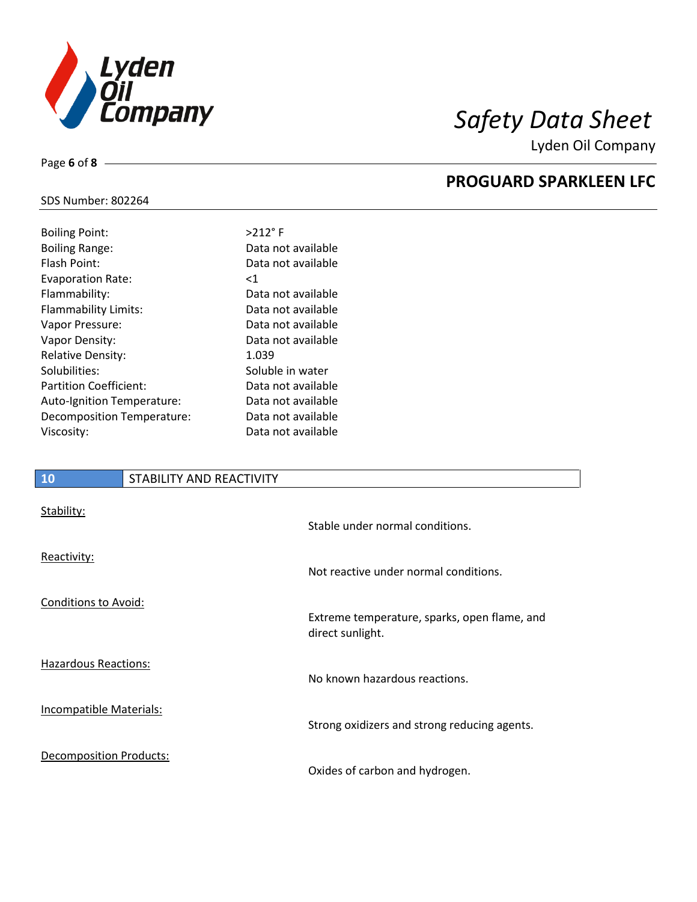| | |
|---|---|
| Boiling Point: | >212° F |
| Boiling Range: | Data not available |
| Flash Point: | Data not available |
| Evaporation Rate: | <1 |
| Flammability: | Data not available |
| Flammability Limits: | Data not available |
| Vapor Pressure: | Data not available |
| Vapor Density: | Data not available |
| Relative Density: | 1.039 |
| Solubilities: | Soluble in water |
| Partition Coefficient: | Data not available |
| Auto-Ignition Temperature: | Data not available |
| Decomposition Temperature: | Data not available |
| Viscosity: | Data not available |

## 10 STABILITY AND REACTIVITY

<u>Stability:</u>

Stable under normal conditions.

<u>Reactivity:</u>

Not reactive under normal conditions.

<u>Conditions to Avoid:</u>

Extreme temperature, sparks, open flame, and direct sunlight.

<u>Hazardous Reactions:</u>

No known hazardous reactions.

<u>Incompatible Materials:</u>

Strong oxidizers and strong reducing agents.

<u>Decomposition Products:</u>

Oxides of carbon and hydrogen.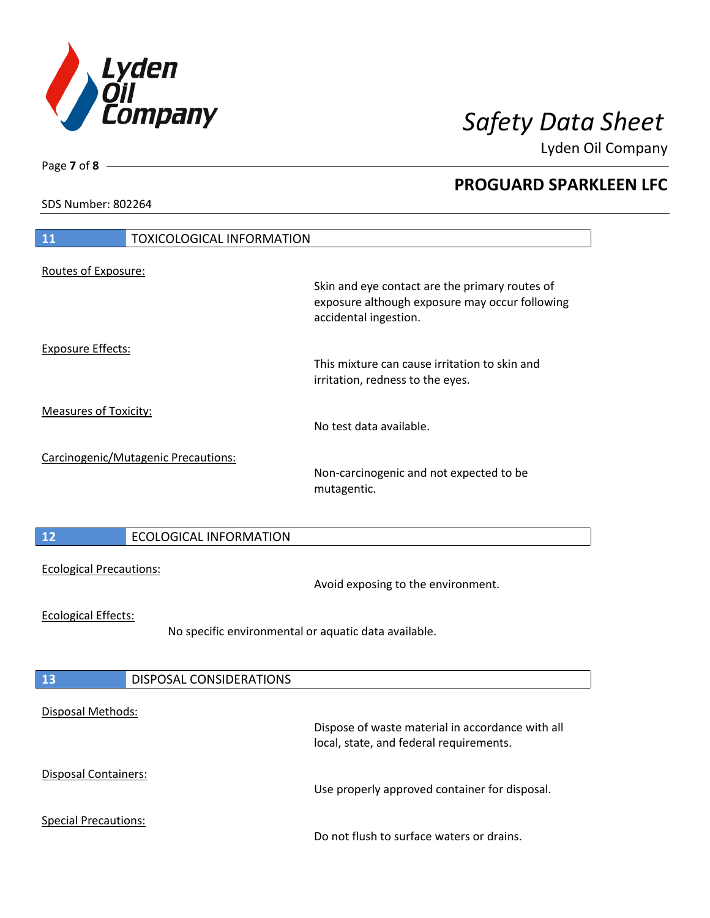## 11 TOXICOLOGICAL INFORMATION

Routes of Exposure:

Skin and eye contact are the primary routes of exposure although exposure may occur following accidental ingestion.

Exposure Effects:

This mixture can cause irritation to skin and irritation, redness to the eyes.

Measures of Toxicity:

No test data available.

Carcinogenic/Mutagenic Precautions:

Non-carcinogenic and not expected to be mutagentic.

## 12 ECOLOGICAL INFORMATION

Ecological Precautions:

Avoid exposing to the environment.

Ecological Effects:

No specific environmental or aquatic data available.

## 13 DISPOSAL CONSIDERATIONS

Disposal Methods:

Dispose of waste material in accordance with all local, state, and federal requirements.

Disposal Containers:

Use properly approved container for disposal.

Special Precautions:

Do not flush to surface waters or drains.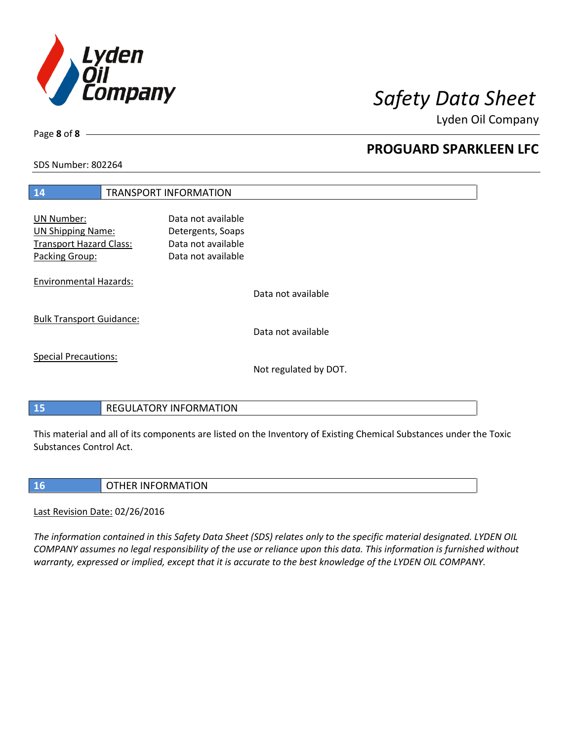## 14 TRANSPORT INFORMATION

| | |
|---|---|
| UN Number: | Data not available |
| UN Shipping Name: | Detergents, Soaps |
| Transport Hazard Class: | Data not available |
| Packing Group: | Data not available |

Environmental Hazards:

Data not available

Bulk Transport Guidance:

Data not available

Special Precautions:

Not regulated by DOT.

## 15 REGULATORY INFORMATION

This material and all of its components are listed on the Inventory of Existing Chemical Substances under the Toxic Substances Control Act.

## 16 OTHER INFORMATION

Last Revision Date: 02/26/2016

*The information contained in this Safety Data Sheet (SDS) relates only to the specific material designated. LYDEN OIL COMPANY assumes no legal responsibility of the use or reliance upon this data. This information is furnished without warranty, expressed or implied, except that it is accurate to the best knowledge of the LYDEN OIL COMPANY.*